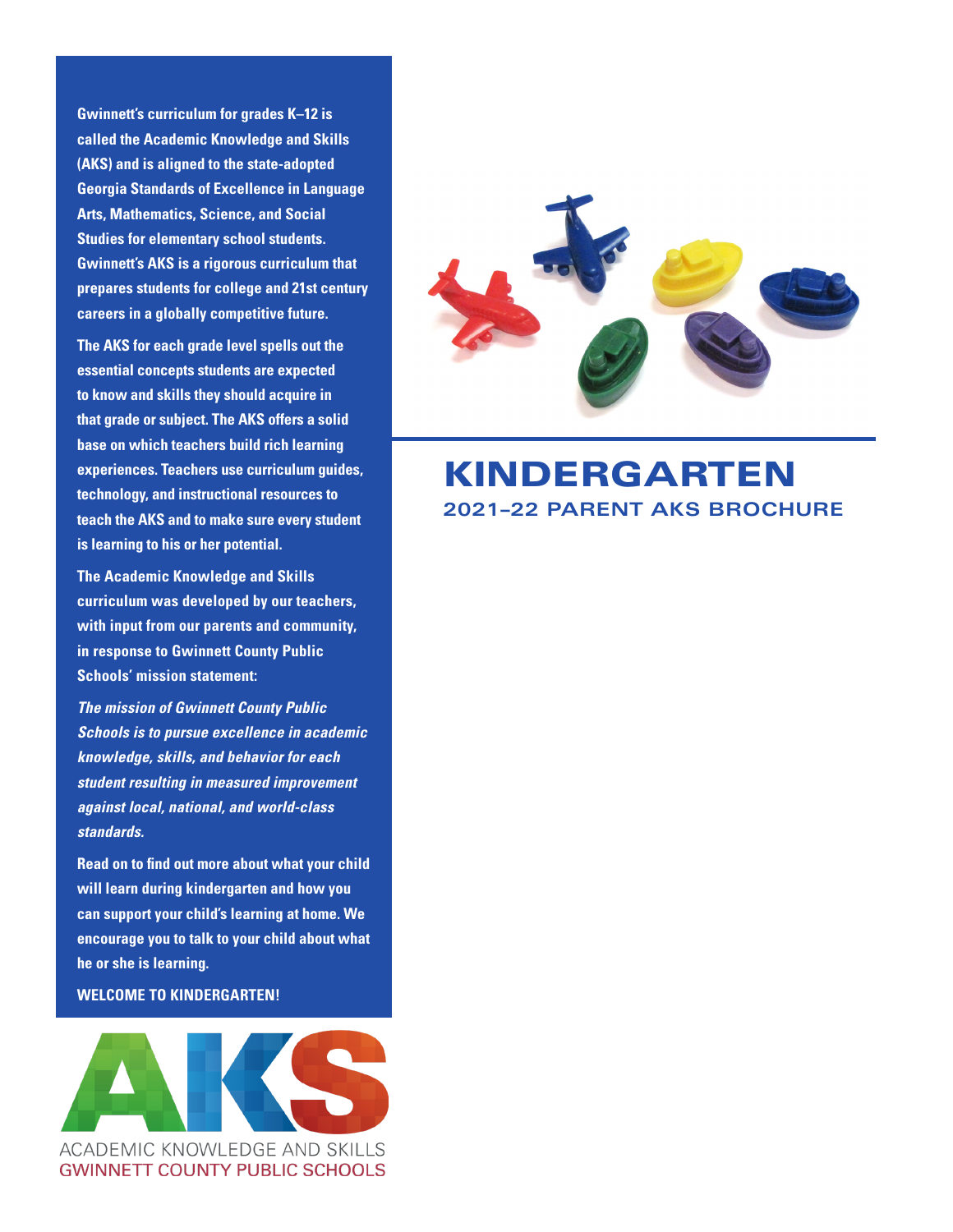# KINDERGARTEN

## 2021–22 PARENT AKS BROCHURE

**Gwinnett's curriculum for grades K–12 is called the Academic Knowledge and Skills (AKS) and is aligned to the state-adopted Georgia Standards of Excellence in Language Arts, Mathematics, Science, and Social Studies for elementary school students. Gwinnett's AKS is a rigorous curriculum that prepares students for college and 21st century careers in a globally competitive future.**

**The AKS for each grade level spells out the essential concepts students are expected to know and skills they should acquire in that grade or subject. The AKS offers a solid base on which teachers build rich learning experiences. Teachers use curriculum guides, technology, and instructional resources to teach the AKS and to make sure every student is learning to his or her potential.**

**The Academic Knowledge and Skills curriculum was developed by our teachers, with input from our parents and community, in response to Gwinnett County Public Schools' mission statement:**

***The mission of Gwinnett County Public Schools is to pursue excellence in academic knowledge, skills, and behavior for each student resulting in measured improvement against local, national, and world-class standards.***

**Read on to find out more about what your child will learn during kindergarten and how you can support your child's learning at home. We encourage you to talk to your child about what he or she is learning.**

**WELCOME TO KINDERGARTEN!**

AKS

ACADEMIC KNOWLEDGE AND SKILLS
GWINNETT COUNTY PUBLIC SCHOOLS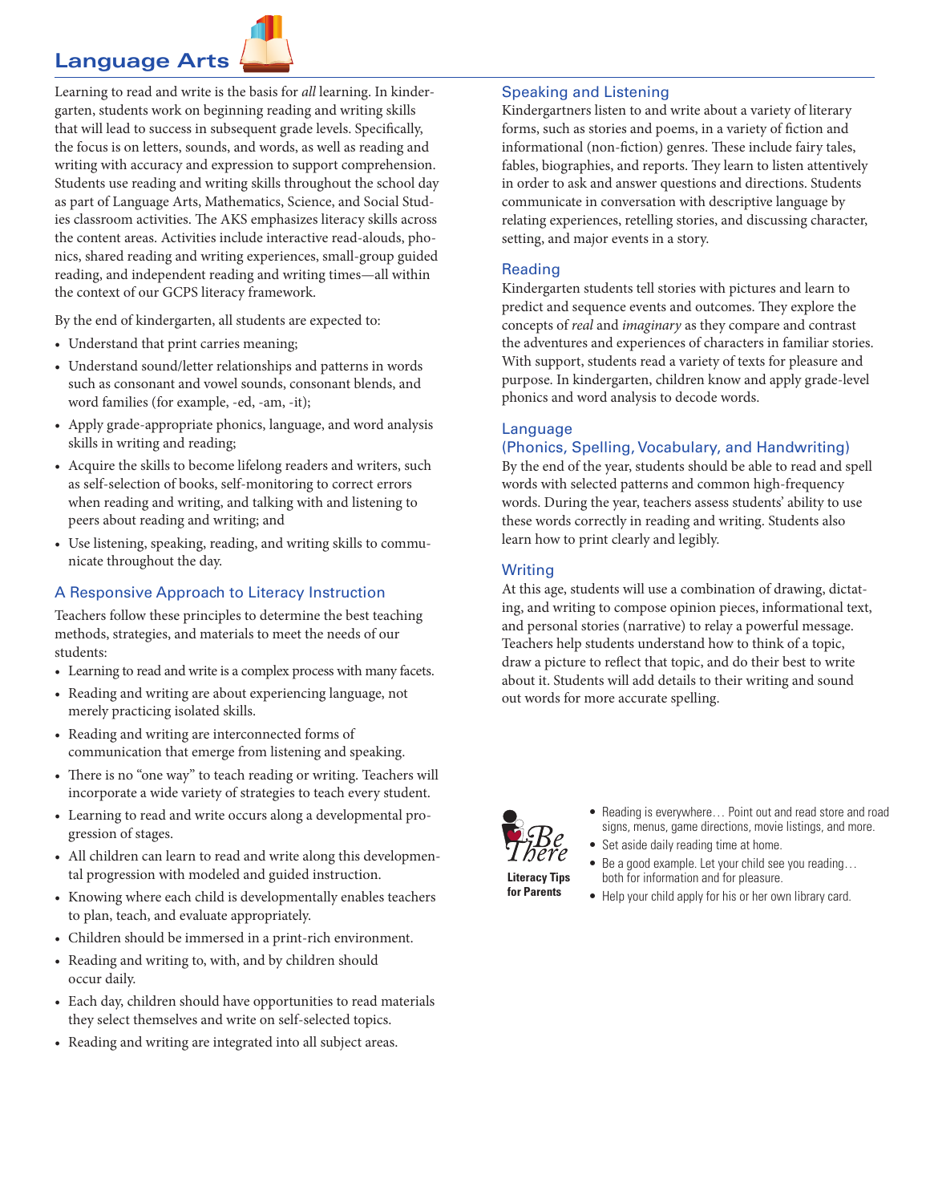# Language Arts

Learning to read and write is the basis for *all* learning. In kindergarten, students work on beginning reading and writing skills that will lead to success in subsequent grade levels. Specifically, the focus is on letters, sounds, and words, as well as reading and writing with accuracy and expression to support comprehension. Students use reading and writing skills throughout the school day as part of Language Arts, Mathematics, Science, and Social Studies classroom activities. The AKS emphasizes literacy skills across the content areas. Activities include interactive read-alouds, phonics, shared reading and writing experiences, small-group guided reading, and independent reading and writing times—all within the context of our GCPS literacy framework.

By the end of kindergarten, all students are expected to:

- Understand that print carries meaning;
- Understand sound/letter relationships and patterns in words such as consonant and vowel sounds, consonant blends, and word families (for example, -ed, -am, -it);
- Apply grade-appropriate phonics, language, and word analysis skills in writing and reading;
- Acquire the skills to become lifelong readers and writers, such as self-selection of books, self-monitoring to correct errors when reading and writing, and talking with and listening to peers about reading and writing; and
- Use listening, speaking, reading, and writing skills to communicate throughout the day.

## A Responsive Approach to Literacy Instruction

Teachers follow these principles to determine the best teaching methods, strategies, and materials to meet the needs of our students:

- Learning to read and write is a complex process with many facets.
- Reading and writing are about experiencing language, not merely practicing isolated skills.
- Reading and writing are interconnected forms of communication that emerge from listening and speaking.
- There is no "one way" to teach reading or writing. Teachers will incorporate a wide variety of strategies to teach every student.
- Learning to read and write occurs along a developmental progression of stages.
- All children can learn to read and write along this developmental progression with modeled and guided instruction.
- Knowing where each child is developmentally enables teachers to plan, teach, and evaluate appropriately.
- Children should be immersed in a print-rich environment.
- Reading and writing to, with, and by children should occur daily.
- Each day, children should have opportunities to read materials they select themselves and write on self-selected topics.
- Reading and writing are integrated into all subject areas.

## Speaking and Listening

Kindergartners listen to and write about a variety of literary forms, such as stories and poems, in a variety of fiction and informational (non-fiction) genres. These include fairy tales, fables, biographies, and reports. They learn to listen attentively in order to ask and answer questions and directions. Students communicate in conversation with descriptive language by relating experiences, retelling stories, and discussing character, setting, and major events in a story.

## Reading

Kindergarten students tell stories with pictures and learn to predict and sequence events and outcomes. They explore the concepts of *real* and *imaginary* as they compare and contrast the adventures and experiences of characters in familiar stories. With support, students read a variety of texts for pleasure and purpose. In kindergarten, children know and apply grade-level phonics and word analysis to decode words.

## Language (Phonics, Spelling, Vocabulary, and Handwriting)

By the end of the year, students should be able to read and spell words with selected patterns and common high-frequency words. During the year, teachers assess students' ability to use these words correctly in reading and writing. Students also learn how to print clearly and legibly.

## Writing

At this age, students will use a combination of drawing, dictating, and writing to compose opinion pieces, informational text, and personal stories (narrative) to relay a powerful message. Teachers help students understand how to think of a topic, draw a picture to reflect that topic, and do their best to write about it. Students will add details to their writing and sound out words for more accurate spelling.

**Be There — Literacy Tips for Parents**

- Reading is everywhere… Point out and read store and road signs, menus, game directions, movie listings, and more.
- Set aside daily reading time at home.
- Be a good example. Let your child see you reading… both for information and for pleasure.
- Help your child apply for his or her own library card.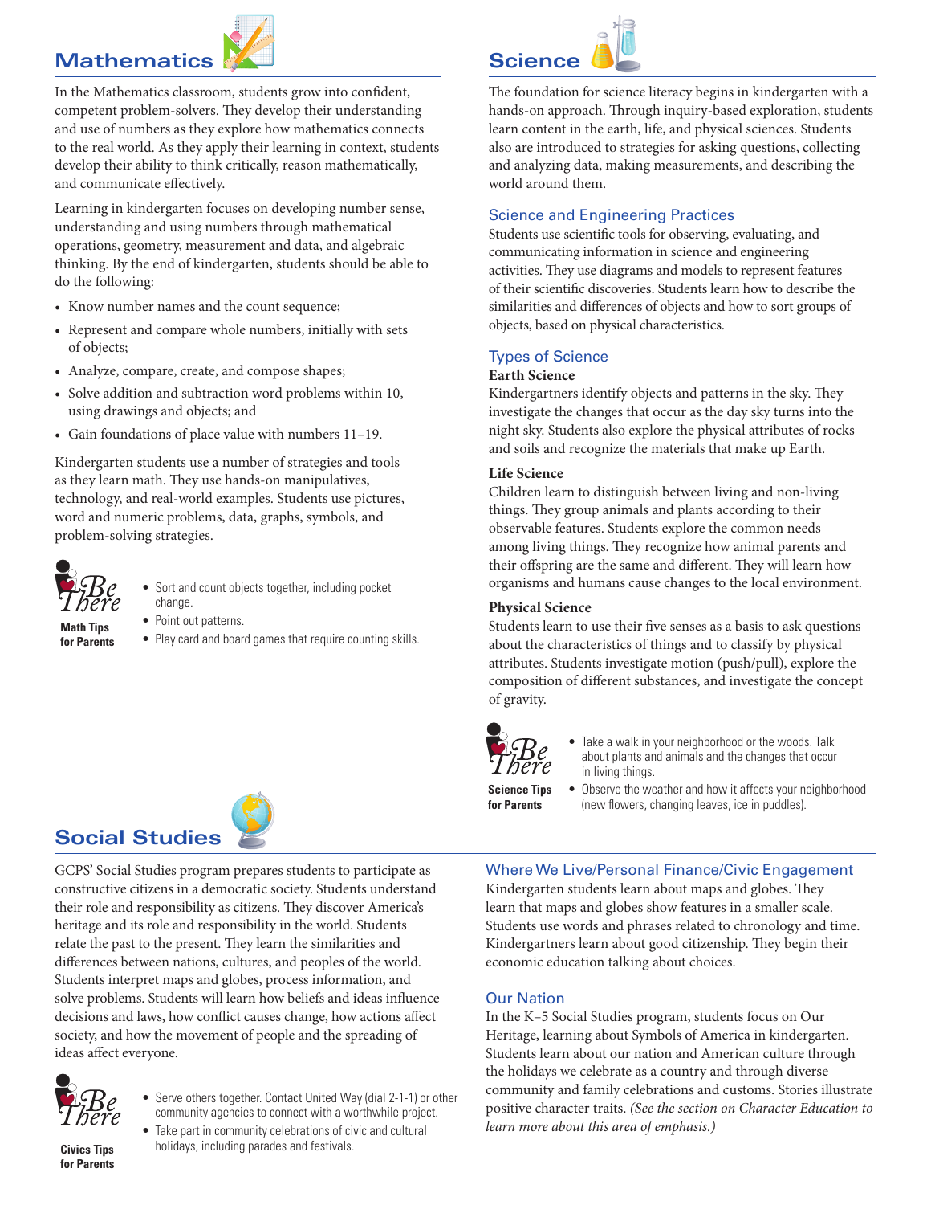## Mathematics

In the Mathematics classroom, students grow into confident, competent problem-solvers. They develop their understanding and use of numbers as they explore how mathematics connects to the real world. As they apply their learning in context, students develop their ability to think critically, reason mathematically, and communicate effectively.

Learning in kindergarten focuses on developing number sense, understanding and using numbers through mathematical operations, geometry, measurement and data, and algebraic thinking. By the end of kindergarten, students should be able to do the following:

- Know number names and the count sequence;
- Represent and compare whole numbers, initially with sets of objects;
- Analyze, compare, create, and compose shapes;
- Solve addition and subtraction word problems within 10, using drawings and objects; and
- Gain foundations of place value with numbers 11–19.

Kindergarten students use a number of strategies and tools as they learn math. They use hands-on manipulatives, technology, and real-world examples. Students use pictures, word and numeric problems, data, graphs, symbols, and problem-solving strategies.

**Be There — Math Tips for Parents**

- Sort and count objects together, including pocket change.
- Point out patterns.
- Play card and board games that require counting skills.

## Science

The foundation for science literacy begins in kindergarten with a hands-on approach. Through inquiry-based exploration, students learn content in the earth, life, and physical sciences. Students also are introduced to strategies for asking questions, collecting and analyzing data, making measurements, and describing the world around them.

### Science and Engineering Practices

Students use scientific tools for observing, evaluating, and communicating information in science and engineering activities. They use diagrams and models to represent features of their scientific discoveries. Students learn how to describe the similarities and differences of objects and how to sort groups of objects, based on physical characteristics.

### Types of Science

**Earth Science**

Kindergartners identify objects and patterns in the sky. They investigate the changes that occur as the day sky turns into the night sky. Students also explore the physical attributes of rocks and soils and recognize the materials that make up Earth.

**Life Science**

Children learn to distinguish between living and non-living things. They group animals and plants according to their observable features. Students explore the common needs among living things. They recognize how animal parents and their offspring are the same and different. They will learn how organisms and humans cause changes to the local environment.

**Physical Science**

Students learn to use their five senses as a basis to ask questions about the characteristics of things and to classify by physical attributes. Students investigate motion (push/pull), explore the composition of different substances, and investigate the concept of gravity.

**Be There — Science Tips for Parents**

- Take a walk in your neighborhood or the woods. Talk about plants and animals and the changes that occur in living things.
- Observe the weather and how it affects your neighborhood (new flowers, changing leaves, ice in puddles).

## Social Studies

GCPS' Social Studies program prepares students to participate as constructive citizens in a democratic society. Students understand their role and responsibility as citizens. They discover America's heritage and its role and responsibility in the world. Students relate the past to the present. They learn the similarities and differences between nations, cultures, and peoples of the world. Students interpret maps and globes, process information, and solve problems. Students will learn how beliefs and ideas influence decisions and laws, how conflict causes change, how actions affect society, and how the movement of people and the spreading of ideas affect everyone.

**Be There — Civics Tips for Parents**

- Serve others together. Contact United Way (dial 2-1-1) or other community agencies to connect with a worthwhile project.
- Take part in community celebrations of civic and cultural holidays, including parades and festivals.

### Where We Live/Personal Finance/Civic Engagement

Kindergarten students learn about maps and globes. They learn that maps and globes show features in a smaller scale. Students use words and phrases related to chronology and time. Kindergartners learn about good citizenship. They begin their economic education talking about choices.

### Our Nation

In the K–5 Social Studies program, students focus on Our Heritage, learning about Symbols of America in kindergarten. Students learn about our nation and American culture through the holidays we celebrate as a country and through diverse community and family celebrations and customs. Stories illustrate positive character traits. *(See the section on Character Education to learn more about this area of emphasis.)*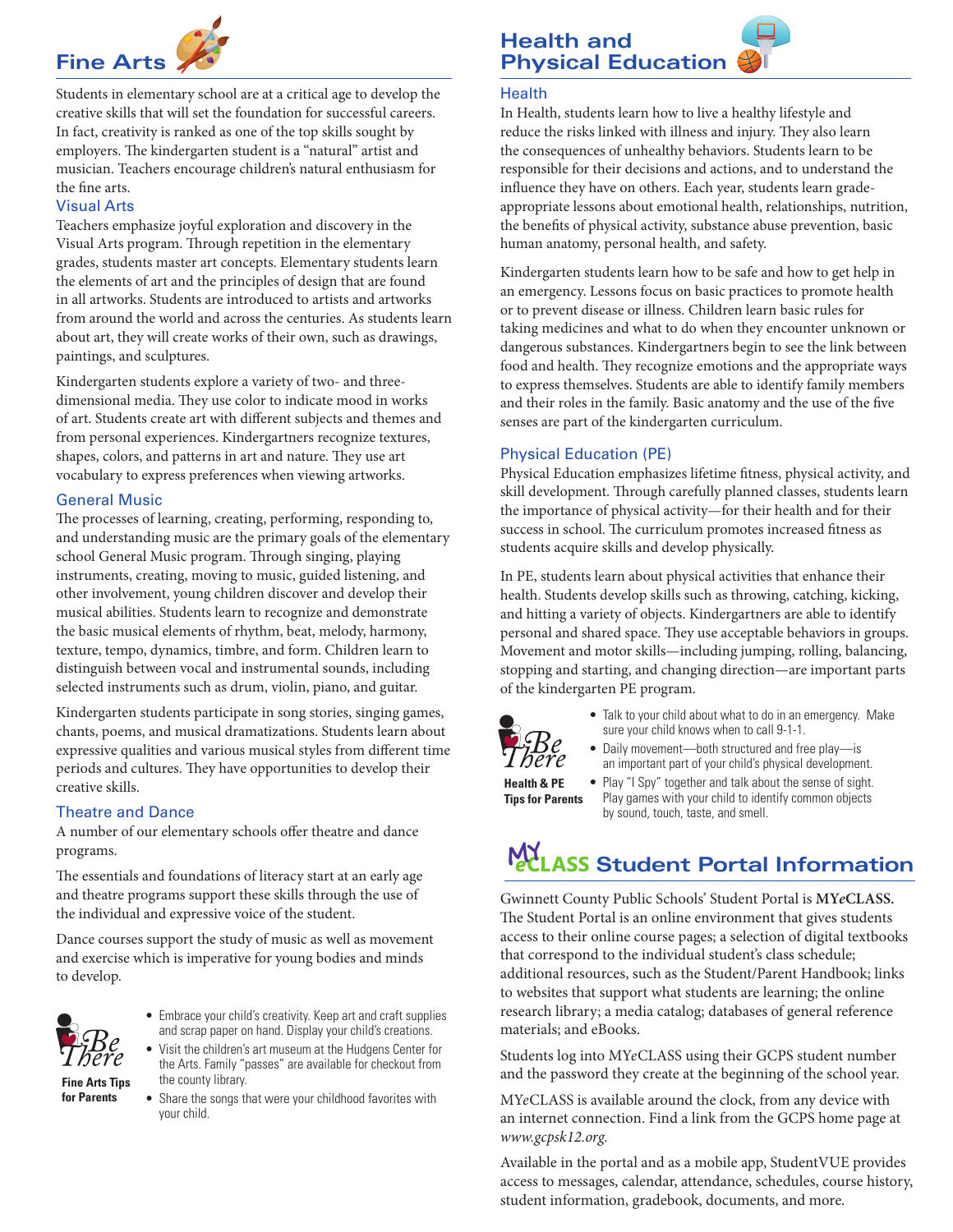## Fine Arts

Students in elementary school are at a critical age to develop the creative skills that will set the foundation for successful careers. In fact, creativity is ranked as one of the top skills sought by employers. The kindergarten student is a "natural" artist and musician. Teachers encourage children's natural enthusiasm for the fine arts.

### Visual Arts

Teachers emphasize joyful exploration and discovery in the Visual Arts program. Through repetition in the elementary grades, students master art concepts. Elementary students learn the elements of art and the principles of design that are found in all artworks. Students are introduced to artists and artworks from around the world and across the centuries. As students learn about art, they will create works of their own, such as drawings, paintings, and sculptures.

Kindergarten students explore a variety of two- and three-dimensional media. They use color to indicate mood in works of art. Students create art with different subjects and themes and from personal experiences. Kindergartners recognize textures, shapes, colors, and patterns in art and nature. They use art vocabulary to express preferences when viewing artworks.

### General Music

The processes of learning, creating, performing, responding to, and understanding music are the primary goals of the elementary school General Music program. Through singing, playing instruments, creating, moving to music, guided listening, and other involvement, young children discover and develop their musical abilities. Students learn to recognize and demonstrate the basic musical elements of rhythm, beat, melody, harmony, texture, tempo, dynamics, timbre, and form. Children learn to distinguish between vocal and instrumental sounds, including selected instruments such as drum, violin, piano, and guitar.

Kindergarten students participate in song stories, singing games, chants, poems, and musical dramatizations. Students learn about expressive qualities and various musical styles from different time periods and cultures. They have opportunities to develop their creative skills.

### Theatre and Dance

A number of our elementary schools offer theatre and dance programs.

The essentials and foundations of literacy start at an early age and theatre programs support these skills through the use of the individual and expressive voice of the student.

Dance courses support the study of music as well as movement and exercise which is imperative for young bodies and minds to develop.

**Be There — Fine Arts Tips for Parents**

- Embrace your child's creativity. Keep art and craft supplies and scrap paper on hand. Display your child's creations.
- Visit the children's art museum at the Hudgens Center for the Arts. Family "passes" are available for checkout from the county library.
- Share the songs that were your childhood favorites with your child.

## Health and Physical Education

### Health

In Health, students learn how to live a healthy lifestyle and reduce the risks linked with illness and injury. They also learn the consequences of unhealthy behaviors. Students learn to be responsible for their decisions and actions, and to understand the influence they have on others. Each year, students learn grade-appropriate lessons about emotional health, relationships, nutrition, the benefits of physical activity, substance abuse prevention, basic human anatomy, personal health, and safety.

Kindergarten students learn how to be safe and how to get help in an emergency. Lessons focus on basic practices to promote health or to prevent disease or illness. Children learn basic rules for taking medicines and what to do when they encounter unknown or dangerous substances. Kindergartners begin to see the link between food and health. They recognize emotions and the appropriate ways to express themselves. Students are able to identify family members and their roles in the family. Basic anatomy and the use of the five senses are part of the kindergarten curriculum.

### Physical Education (PE)

Physical Education emphasizes lifetime fitness, physical activity, and skill development. Through carefully planned classes, students learn the importance of physical activity—for their health and for their success in school. The curriculum promotes increased fitness as students acquire skills and develop physically.

In PE, students learn about physical activities that enhance their health. Students develop skills such as throwing, catching, kicking, and hitting a variety of objects. Kindergartners are able to identify personal and shared space. They use acceptable behaviors in groups. Movement and motor skills—including jumping, rolling, balancing, stopping and starting, and changing direction—are important parts of the kindergarten PE program.

**Be There — Health & PE Tips for Parents**

- Talk to your child about what to do in an emergency. Make sure your child knows when to call 9-1-1.
- Daily movement—both structured and free play—is an important part of your child's physical development.
- Play "I Spy" together and talk about the sense of sight. Play games with your child to identify common objects by sound, touch, taste, and smell.

## MY*e*CLASS Student Portal Information

Gwinnett County Public Schools' Student Portal is **MY*e*CLASS.** The Student Portal is an online environment that gives students access to their online course pages; a selection of digital textbooks that correspond to the individual student's class schedule; additional resources, such as the Student/Parent Handbook; links to websites that support what students are learning; the online research library; a media catalog; databases of general reference materials; and eBooks.

Students log into MY*e*CLASS using their GCPS student number and the password they create at the beginning of the school year.

MY*e*CLASS is available around the clock, from any device with an internet connection. Find a link from the GCPS home page at *www.gcpsk12.org.*

Available in the portal and as a mobile app, StudentVUE provides access to messages, calendar, attendance, schedules, course history, student information, gradebook, documents, and more.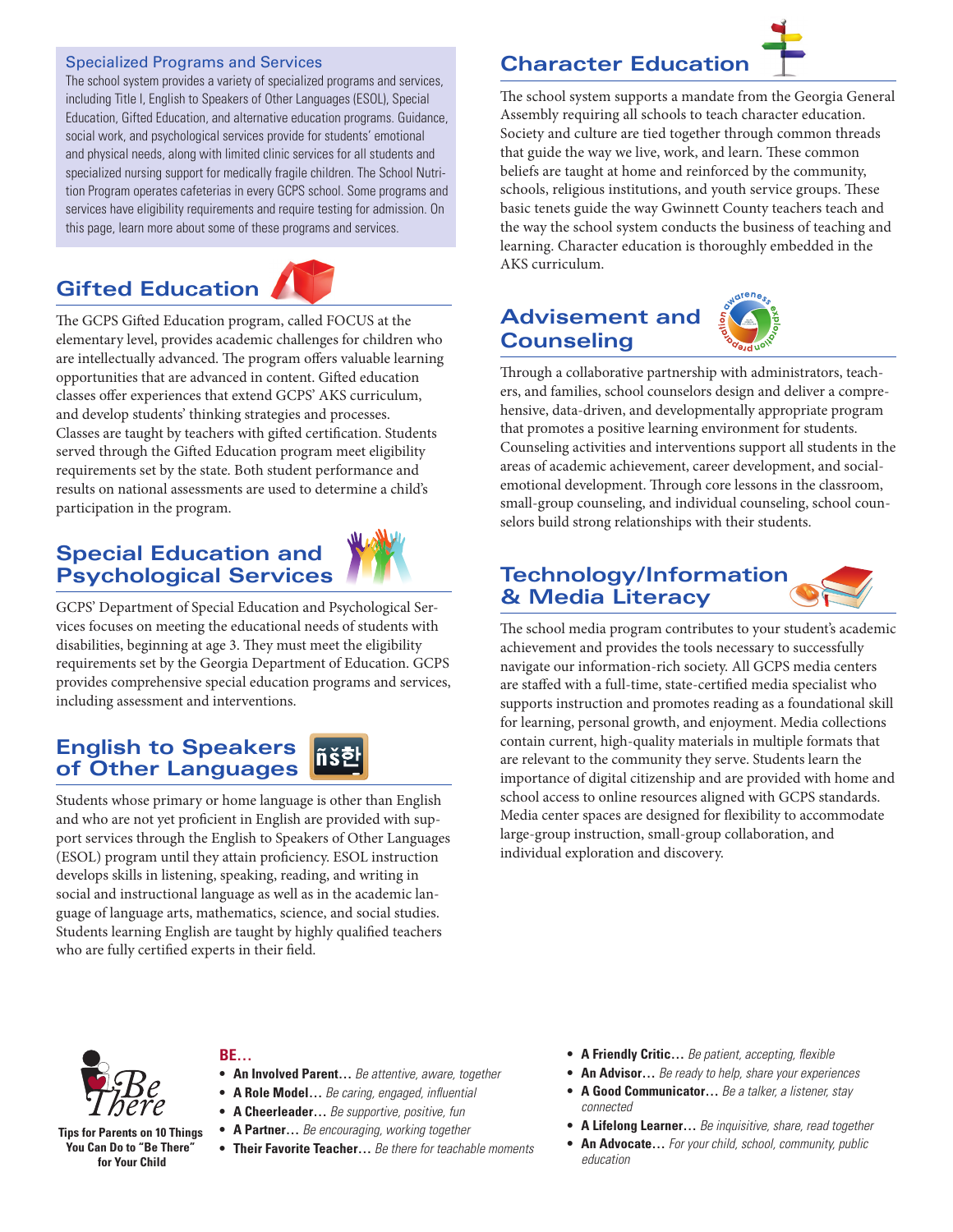## Specialized Programs and Services

The school system provides a variety of specialized programs and services, including Title I, English to Speakers of Other Languages (ESOL), Special Education, Gifted Education, and alternative education programs. Guidance, social work, and psychological services provide for students' emotional and physical needs, along with limited clinic services for all students and specialized nursing support for medically fragile children. The School Nutrition Program operates cafeterias in every GCPS school. Some programs and services have eligibility requirements and require testing for admission. On this page, learn more about some of these programs and services.

## Gifted Education

The GCPS Gifted Education program, called FOCUS at the elementary level, provides academic challenges for children who are intellectually advanced. The program offers valuable learning opportunities that are advanced in content. Gifted education classes offer experiences that extend GCPS' AKS curriculum, and develop students' thinking strategies and processes. Classes are taught by teachers with gifted certification. Students served through the Gifted Education program meet eligibility requirements set by the state. Both student performance and results on national assessments are used to determine a child's participation in the program.

## Special Education and Psychological Services

GCPS' Department of Special Education and Psychological Services focuses on meeting the educational needs of students with disabilities, beginning at age 3. They must meet the eligibility requirements set by the Georgia Department of Education. GCPS provides comprehensive special education programs and services, including assessment and interventions.

## English to Speakers of Other Languages

Students whose primary or home language is other than English and who are not yet proficient in English are provided with support services through the English to Speakers of Other Languages (ESOL) program until they attain proficiency. ESOL instruction develops skills in listening, speaking, reading, and writing in social and instructional language as well as in the academic language of language arts, mathematics, science, and social studies. Students learning English are taught by highly qualified teachers who are fully certified experts in their field.

## Character Education

The school system supports a mandate from the Georgia General Assembly requiring all schools to teach character education. Society and culture are tied together through common threads that guide the way we live, work, and learn. These common beliefs are taught at home and reinforced by the community, schools, religious institutions, and youth service groups. These basic tenets guide the way Gwinnett County teachers teach and the way the school system conducts the business of teaching and learning. Character education is thoroughly embedded in the AKS curriculum.

## Advisement and Counseling

Through a collaborative partnership with administrators, teachers, and families, school counselors design and deliver a comprehensive, data-driven, and developmentally appropriate program that promotes a positive learning environment for students. Counseling activities and interventions support all students in the areas of academic achievement, career development, and social-emotional development. Through core lessons in the classroom, small-group counseling, and individual counseling, school counselors build strong relationships with their students.

## Technology/Information & Media Literacy

The school media program contributes to your student's academic achievement and provides the tools necessary to successfully navigate our information-rich society. All GCPS media centers are staffed with a full-time, state-certified media specialist who supports instruction and promotes reading as a foundational skill for learning, personal growth, and enjoyment. Media collections contain current, high-quality materials in multiple formats that are relevant to the community they serve. Students learn the importance of digital citizenship and are provided with home and school access to online resources aligned with GCPS standards. Media center spaces are designed for flexibility to accommodate large-group instruction, small-group collaboration, and individual exploration and discovery.

**Be There**

**Tips for Parents on 10 Things You Can Do to "Be There" for Your Child**

**BE…**

- **An Involved Parent…** *Be attentive, aware, together*
- **A Role Model…** *Be caring, engaged, influential*
- **A Cheerleader…** *Be supportive, positive, fun*
- **A Partner…** *Be encouraging, working together*
- **Their Favorite Teacher…** *Be there for teachable moments*
- **A Friendly Critic…** *Be patient, accepting, flexible*
- **An Advisor…** *Be ready to help, share your experiences*
- **A Good Communicator…** *Be a talker, a listener, stay connected*
- **A Lifelong Learner…** *Be inquisitive, share, read together*
- **An Advocate…** *For your child, school, community, public education*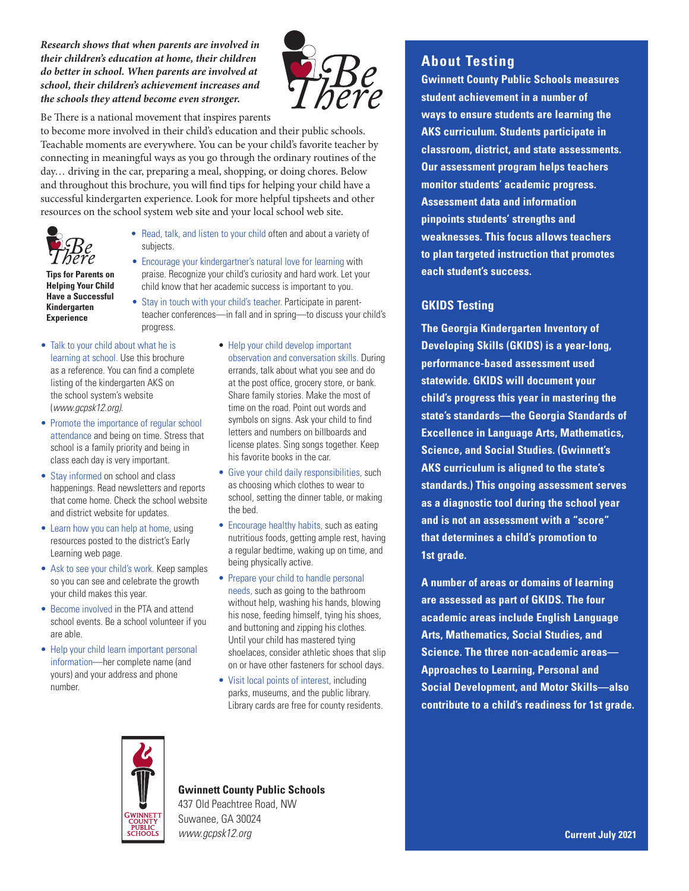***Research shows that when parents are involved in their children's education at home, their children do better in school. When parents are involved at school, their children's achievement increases and the schools they attend become even stronger.***

Be There

Be There is a national movement that inspires parents to become more involved in their child's education and their public schools. Teachable moments are everywhere. You can be your child's favorite teacher by connecting in meaningful ways as you go through the ordinary routines of the day… driving in the car, preparing a meal, shopping, or doing chores. Below and throughout this brochure, you will find tips for helping your child have a successful kindergarten experience. Look for more helpful tipsheets and other resources on the school system web site and your local school web site.

Be There

**Tips for Parents on Helping Your Child Have a Successful Kindergarten Experience**

- Read, talk, and listen to your child often and about a variety of subjects.
- Encourage your kindergartner's natural love for learning with praise. Recognize your child's curiosity and hard work. Let your child know that her academic success is important to you.
- Stay in touch with your child's teacher. Participate in parent-teacher conferences—in fall and in spring—to discuss your child's progress.
- Talk to your child about what he is learning at school. Use this brochure as a reference. You can find a complete listing of the kindergarten AKS on the school system's website (*www.gcpsk12.org*).
- Promote the importance of regular school attendance and being on time. Stress that school is a family priority and being in class each day is very important.
- Stay informed on school and class happenings. Read newsletters and reports that come home. Check the school website and district website for updates.
- Learn how you can help at home, using resources posted to the district's Early Learning web page.
- Ask to see your child's work. Keep samples so you can see and celebrate the growth your child makes this year.
- Become involved in the PTA and attend school events. Be a school volunteer if you are able.
- Help your child learn important personal information—her complete name (and yours) and your address and phone number.
- Help your child develop important observation and conversation skills. During errands, talk about what you see and do at the post office, grocery store, or bank. Share family stories. Make the most of time on the road. Point out words and symbols on signs. Ask your child to find letters and numbers on billboards and license plates. Sing songs together. Keep his favorite books in the car.
- Give your child daily responsibilities, such as choosing which clothes to wear to school, setting the dinner table, or making the bed.
- Encourage healthy habits, such as eating nutritious foods, getting ample rest, having a regular bedtime, waking up on time, and being physically active.
- Prepare your child to handle personal needs, such as going to the bathroom without help, washing his hands, blowing his nose, feeding himself, tying his shoes, and buttoning and zipping his clothes. Until your child has mastered tying shoelaces, consider athletic shoes that slip on or have other fasteners for school days.
- Visit local points of interest, including parks, museums, and the public library. Library cards are free for county residents.

## About Testing

**Gwinnett County Public Schools measures student achievement in a number of ways to ensure students are learning the AKS curriculum. Students participate in classroom, district, and state assessments. Our assessment program helps teachers monitor students' academic progress. Assessment data and information pinpoints students' strengths and weaknesses. This focus allows teachers to plan targeted instruction that promotes each student's success.**

### GKIDS Testing

**The Georgia Kindergarten Inventory of Developing Skills (GKIDS) is a year-long, performance-based assessment used statewide. GKIDS will document your child's progress this year in mastering the state's standards—the Georgia Standards of Excellence in Language Arts, Mathematics, Science, and Social Studies. (Gwinnett's AKS curriculum is aligned to the state's standards.) This ongoing assessment serves as a diagnostic tool during the school year and is not an assessment with a "score" that determines a child's promotion to 1st grade.**

**A number of areas or domains of learning are assessed as part of GKIDS. The four academic areas include English Language Arts, Mathematics, Social Studies, and Science. The three non-academic areas—Approaches to Learning, Personal and Social Development, and Motor Skills—also contribute to a child's readiness for 1st grade.**

GWINNETT COUNTY PUBLIC SCHOOLS

**Gwinnett County Public Schools**
437 Old Peachtree Road, NW
Suwanee, GA 30024
*www.gcpsk12.org*

**Current July 2021**